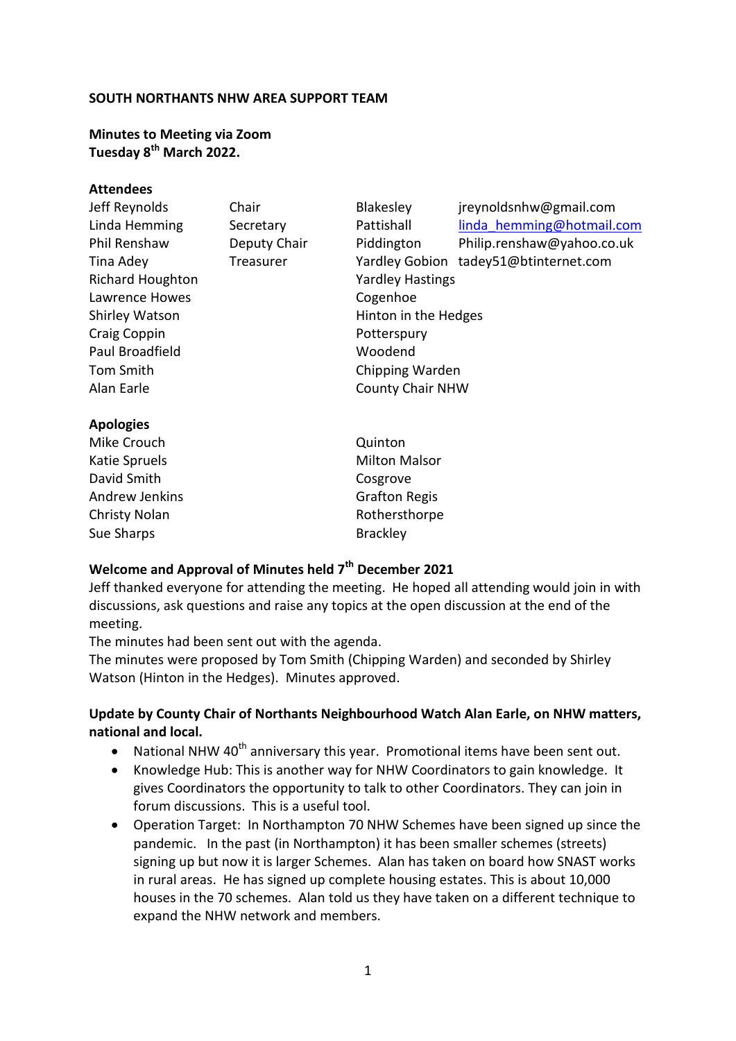**SOUTH NORTHANTS NHW AREA SUPPORT TEAM**

**Minutes to Meeting via Zoom**
**Tuesday 8th March 2022.**

**Attendees**

| | | | |
|---|---|---|---|
| Jeff Reynolds | Chair | Blakesley | jreynoldsnhw@gmail.com |
| Linda Hemming | Secretary | Pattishall | linda_hemming@hotmail.com |
| Phil Renshaw | Deputy Chair | Piddington | Philip.renshaw@yahoo.co.uk |
| Tina Adey | Treasurer | Yardley Gobion | tadey51@btinternet.com |
| Richard Houghton | | Yardley Hastings | |
| Lawrence Howes | | Cogenhoe | |
| Shirley Watson | | Hinton in the Hedges | |
| Craig Coppin | | Potterspury | |
| Paul Broadfield | | Woodend | |
| Tom Smith | | Chipping Warden | |
| Alan Earle | | County Chair NHW | |

**Apologies**

| | |
|---|---|
| Mike Crouch | Quinton |
| Katie Spruels | Milton Malsor |
| David Smith | Cosgrove |
| Andrew Jenkins | Grafton Regis |
| Christy Nolan | Rothersthorpe |
| Sue Sharps | Brackley |

**Welcome and Approval of Minutes held 7th December 2021**

Jeff thanked everyone for attending the meeting. He hoped all attending would join in with discussions, ask questions and raise any topics at the open discussion at the end of the meeting.
The minutes had been sent out with the agenda.
The minutes were proposed by Tom Smith (Chipping Warden) and seconded by Shirley Watson (Hinton in the Hedges). Minutes approved.

**Update by County Chair of Northants Neighbourhood Watch Alan Earle, on NHW matters, national and local.**

- National NHW 40th anniversary this year. Promotional items have been sent out.
- Knowledge Hub: This is another way for NHW Coordinators to gain knowledge. It gives Coordinators the opportunity to talk to other Coordinators. They can join in forum discussions. This is a useful tool.
- Operation Target: In Northampton 70 NHW Schemes have been signed up since the pandemic. In the past (in Northampton) it has been smaller schemes (streets) signing up but now it is larger Schemes. Alan has taken on board how SNAST works in rural areas. He has signed up complete housing estates. This is about 10,000 houses in the 70 schemes. Alan told us they have taken on a different technique to expand the NHW network and members.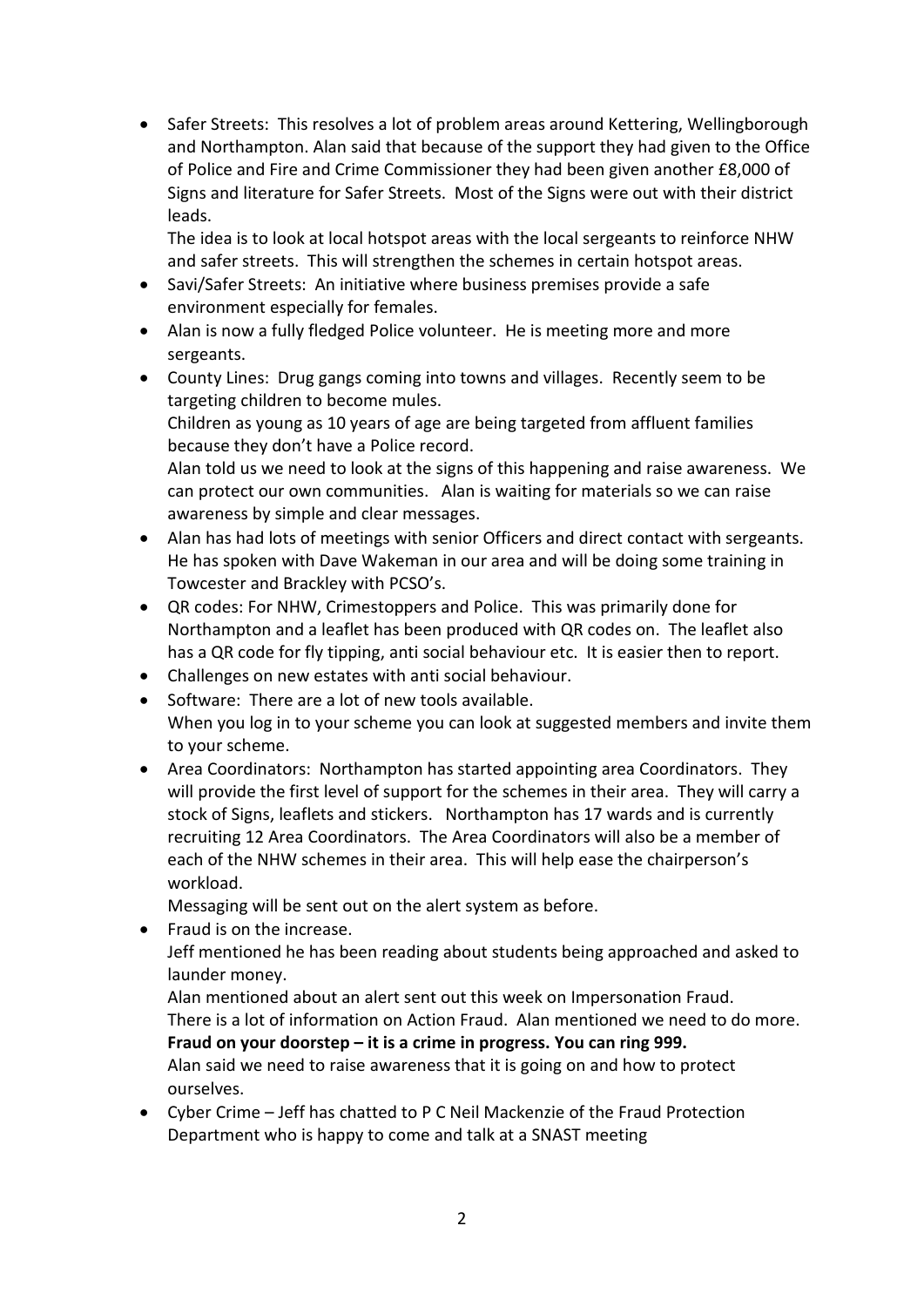- Safer Streets: This resolves a lot of problem areas around Kettering, Wellingborough and Northampton. Alan said that because of the support they had given to the Office of Police and Fire and Crime Commissioner they had been given another £8,000 of Signs and literature for Safer Streets. Most of the Signs were out with their district leads.

  The idea is to look at local hotspot areas with the local sergeants to reinforce NHW and safer streets. This will strengthen the schemes in certain hotspot areas.
- Savi/Safer Streets: An initiative where business premises provide a safe environment especially for females.
- Alan is now a fully fledged Police volunteer. He is meeting more and more sergeants.
- County Lines: Drug gangs coming into towns and villages. Recently seem to be targeting children to become mules.

  Children as young as 10 years of age are being targeted from affluent families because they don't have a Police record.

  Alan told us we need to look at the signs of this happening and raise awareness. We can protect our own communities. Alan is waiting for materials so we can raise awareness by simple and clear messages.
- Alan has had lots of meetings with senior Officers and direct contact with sergeants. He has spoken with Dave Wakeman in our area and will be doing some training in Towcester and Brackley with PCSO's.
- QR codes: For NHW, Crimestoppers and Police. This was primarily done for Northampton and a leaflet has been produced with QR codes on. The leaflet also has a QR code for fly tipping, anti social behaviour etc. It is easier then to report.
- Challenges on new estates with anti social behaviour.
- Software: There are a lot of new tools available.

  When you log in to your scheme you can look at suggested members and invite them to your scheme.
- Area Coordinators: Northampton has started appointing area Coordinators. They will provide the first level of support for the schemes in their area. They will carry a stock of Signs, leaflets and stickers. Northampton has 17 wards and is currently recruiting 12 Area Coordinators. The Area Coordinators will also be a member of each of the NHW schemes in their area. This will help ease the chairperson's workload.

  Messaging will be sent out on the alert system as before.
- Fraud is on the increase.

  Jeff mentioned he has been reading about students being approached and asked to launder money.

  Alan mentioned about an alert sent out this week on Impersonation Fraud.

  There is a lot of information on Action Fraud. Alan mentioned we need to do more.

  **Fraud on your doorstep – it is a crime in progress. You can ring 999.**

  Alan said we need to raise awareness that it is going on and how to protect ourselves.
- Cyber Crime – Jeff has chatted to P C Neil Mackenzie of the Fraud Protection Department who is happy to come and talk at a SNAST meeting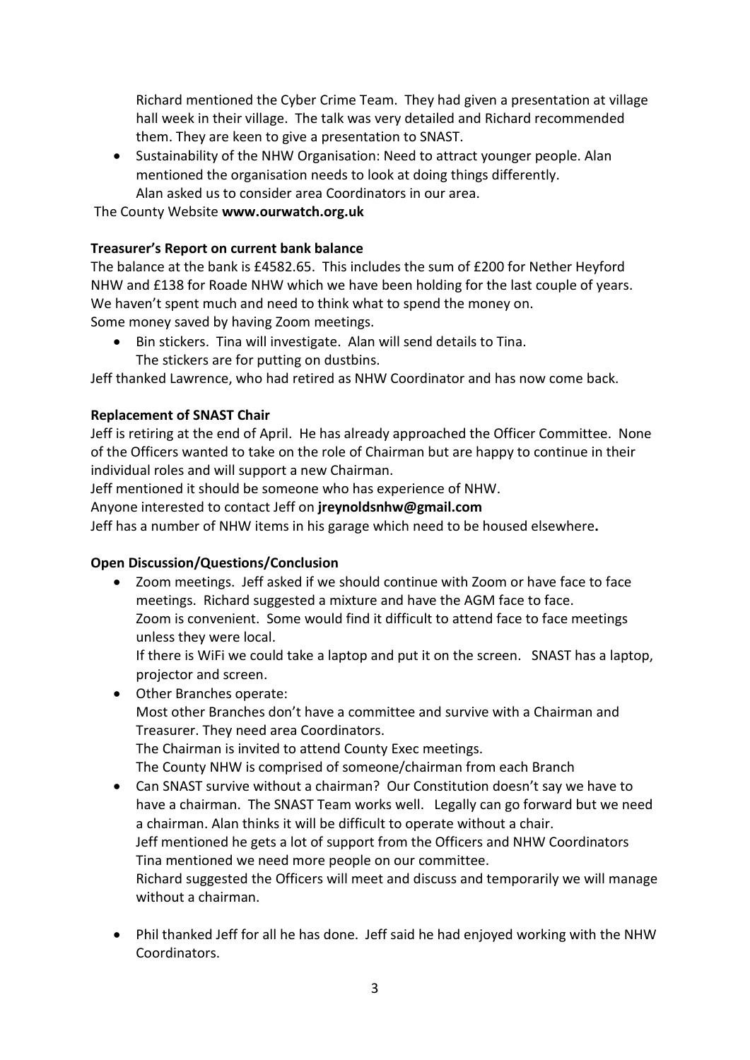Richard mentioned the Cyber Crime Team. They had given a presentation at village hall week in their village. The talk was very detailed and Richard recommended them. They are keen to give a presentation to SNAST.

- Sustainability of the NHW Organisation: Need to attract younger people. Alan mentioned the organisation needs to look at doing things differently.
  Alan asked us to consider area Coordinators in our area.

The County Website **www.ourwatch.org.uk**

**Treasurer's Report on current bank balance**

The balance at the bank is £4582.65. This includes the sum of £200 for Nether Heyford NHW and £138 for Roade NHW which we have been holding for the last couple of years. We haven't spent much and need to think what to spend the money on.
Some money saved by having Zoom meetings.

- Bin stickers. Tina will investigate. Alan will send details to Tina.
  The stickers are for putting on dustbins.

Jeff thanked Lawrence, who had retired as NHW Coordinator and has now come back.

**Replacement of SNAST Chair**

Jeff is retiring at the end of April. He has already approached the Officer Committee. None of the Officers wanted to take on the role of Chairman but are happy to continue in their individual roles and will support a new Chairman.
Jeff mentioned it should be someone who has experience of NHW.
Anyone interested to contact Jeff on **jreynoldsnhw@gmail.com**
Jeff has a number of NHW items in his garage which need to be housed elsewhere**.**

**Open Discussion/Questions/Conclusion**

- Zoom meetings. Jeff asked if we should continue with Zoom or have face to face meetings. Richard suggested a mixture and have the AGM face to face.
  Zoom is convenient. Some would find it difficult to attend face to face meetings unless they were local.
  If there is WiFi we could take a laptop and put it on the screen. SNAST has a laptop, projector and screen.
- Other Branches operate:
  Most other Branches don't have a committee and survive with a Chairman and Treasurer. They need area Coordinators.
  The Chairman is invited to attend County Exec meetings.
  The County NHW is comprised of someone/chairman from each Branch
- Can SNAST survive without a chairman? Our Constitution doesn't say we have to have a chairman. The SNAST Team works well. Legally can go forward but we need a chairman. Alan thinks it will be difficult to operate without a chair.
  Jeff mentioned he gets a lot of support from the Officers and NHW Coordinators
  Tina mentioned we need more people on our committee.
  Richard suggested the Officers will meet and discuss and temporarily we will manage without a chairman.

- Phil thanked Jeff for all he has done. Jeff said he had enjoyed working with the NHW Coordinators.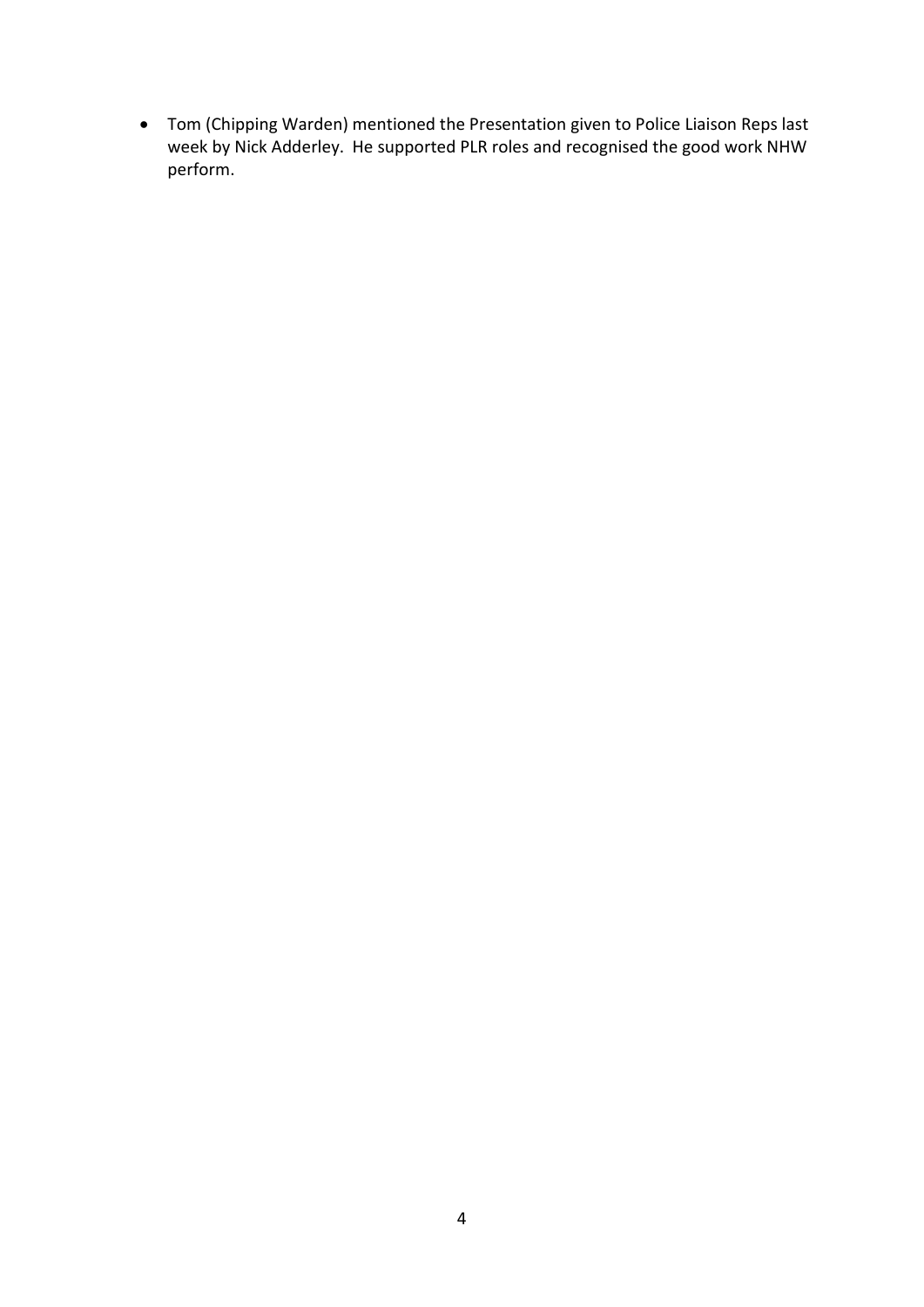- Tom (Chipping Warden) mentioned the Presentation given to Police Liaison Reps last week by Nick Adderley. He supported PLR roles and recognised the good work NHW perform.